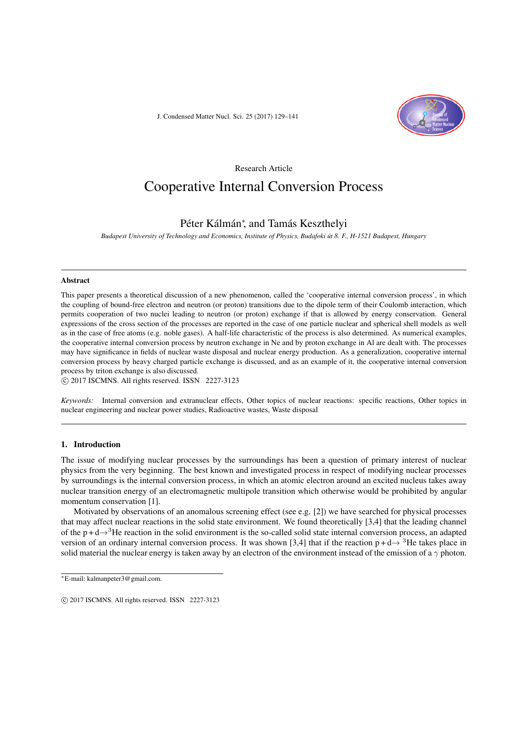Research Article

# Cooperative Internal Conversion Process

Péter Kálmán*, and Tamás Keszthelyi

*Budapest University of Technology and Economics, Institute of Physics, Budafoki út 8. F., H-1521 Budapest, Hungary*

---

**Abstract**

This paper presents a theoretical discussion of a new phenomenon, called the 'cooperative internal conversion process', in which the coupling of bound-free electron and neutron (or proton) transitions due to the dipole term of their Coulomb interaction, which permits cooperation of two nuclei leading to neutron (or proton) exchange if that is allowed by energy conservation. General expressions of the cross section of the processes are reported in the case of one particle nuclear and spherical shell models as well as in the case of free atoms (e.g. noble gases). A half-life characteristic of the process is also determined. As numerical examples, the cooperative internal conversion process by neutron exchange in Ne and by proton exchange in Al are dealt with. The processes may have significance in fields of nuclear waste disposal and nuclear energy production. As a generalization, cooperative internal conversion process by heavy charged particle exchange is discussed, and as an example of it, the cooperative internal conversion process by triton exchange is also discussed.

© 2017 ISCMNS. All rights reserved. ISSN 2227-3123

*Keywords:* Internal conversion and extranuclear effects, Other topics of nuclear reactions: specific reactions, Other topics in nuclear engineering and nuclear power studies, Radioactive wastes, Waste disposal

---

## 1. Introduction

The issue of modifying nuclear processes by the surroundings has been a question of primary interest of nuclear physics from the very beginning. The best known and investigated process in respect of modifying nuclear processes by surroundings is the internal conversion process, in which an atomic electron around an excited nucleus takes away nuclear transition energy of an electromagnetic multipole transition which otherwise would be prohibited by angular momentum conservation [1].

Motivated by observations of an anomalous screening effect (see e.g. [2]) we have searched for physical processes that may affect nuclear reactions in the solid state environment. We found theoretically [3,4] that the leading channel of the $p + d \rightarrow {}^{3}He$ reaction in the solid environment is the so-called solid state internal conversion process, an adapted version of an ordinary internal conversion process. It was shown [3,4] that if the reaction $p + d \rightarrow {}^{3}He$ takes place in solid material the nuclear energy is taken away by an electron of the environment instead of the emission of a $\gamma$ photon.

*E-mail: kalmanpeter3@gmail.com.

© 2017 ISCMNS. All rights reserved. ISSN 2227-3123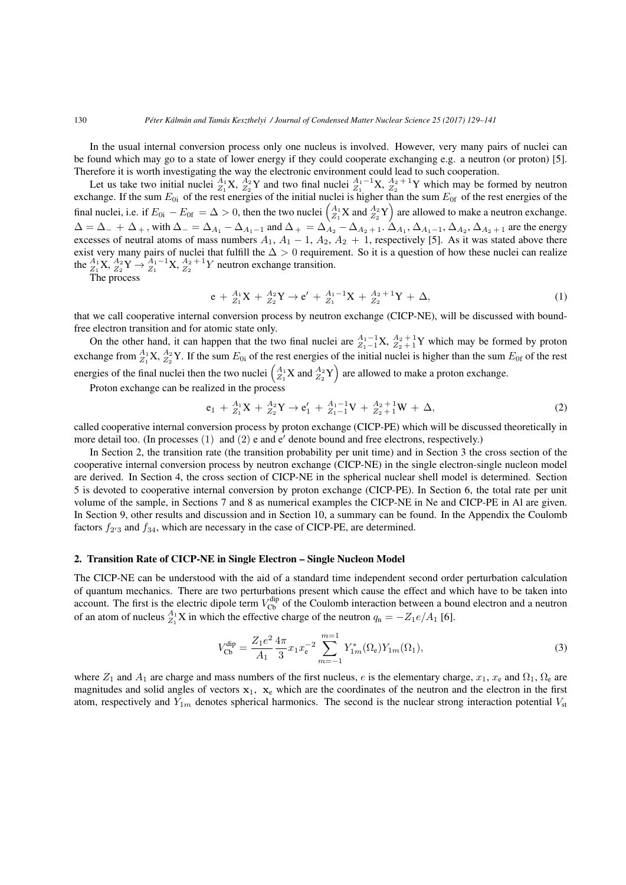In the usual internal conversion process only one nucleus is involved. However, very many pairs of nuclei can be found which may go to a state of lower energy if they could cooperate exchanging e.g. a neutron (or proton) [5]. Therefore it is worth investigating the way the electronic environment could lead to such cooperation.

Let us take two initial nuclei ${}^{A_1}_{Z_1}\mathrm{X}$, ${}^{A_2}_{Z_2}\mathrm{Y}$ and two final nuclei ${}^{A_1-1}_{Z_1}\mathrm{X}$, ${}^{A_2+1}_{Z_2}\mathrm{Y}$ which may be formed by neutron exchange. If the sum $E_{0\mathrm{i}}$ of the rest energies of the initial nuclei is higher than the sum $E_{0\mathrm{f}}$ of the rest energies of the final nuclei, i.e. if $E_{0\mathrm{i}} - E_{0\mathrm{f}} = \Delta > 0$, then the two nuclei $\left({}^{A_1}_{Z_1}\mathrm{X} \text{ and } {}^{A_2}_{Z_2}\mathrm{Y}\right)$ are allowed to make a neutron exchange. $\Delta = \Delta_- + \Delta_+$, with $\Delta_- = \Delta_{A_1} - \Delta_{A_1-1}$ and $\Delta_+ = \Delta_{A_2} - \Delta_{A_2+1}$. $\Delta_{A_1}$, $\Delta_{A_1-1}$, $\Delta_{A_2}$, $\Delta_{A_2+1}$ are the energy excesses of neutral atoms of mass numbers $A_1$, $A_1 - 1$, $A_2$, $A_2 + 1$, respectively [5]. As it was stated above there exist very many pairs of nuclei that fulfill the $\Delta > 0$ requirement. So it is a question of how these nuclei can realize the ${}^{A_1}_{Z_1}\mathrm{X}$, ${}^{A_2}_{Z_2}\mathrm{Y} \to {}^{A_1-1}_{Z_1}\mathrm{X}$, ${}^{A_2+1}_{Z_2}Y$ neutron exchange transition.

The process

$$\mathrm{e} + {}^{A_1}_{Z_1}\mathrm{X} + {}^{A_2}_{Z_2}\mathrm{Y} \to \mathrm{e}' + {}^{A_1-1}_{Z_1}\mathrm{X} + {}^{A_2+1}_{Z_2}\mathrm{Y} + \Delta, \tag{1}$$

that we call cooperative internal conversion process by neutron exchange (CICP-NE), will be discussed with bound-free electron transition and for atomic state only.

On the other hand, it can happen that the two final nuclei are ${}^{A_1-1}_{Z_1-1}\mathrm{X}$, ${}^{A_2+1}_{Z_2+1}\mathrm{Y}$ which may be formed by proton exchange from ${}^{A_1}_{Z_1}\mathrm{X}$, ${}^{A_2}_{Z_2}\mathrm{Y}$. If the sum $E_{0\mathrm{i}}$ of the rest energies of the initial nuclei is higher than the sum $E_{0\mathrm{f}}$ of the rest energies of the final nuclei then the two nuclei $\left({}^{A_1}_{Z_1}\mathrm{X} \text{ and } {}^{A_2}_{Z_2}\mathrm{Y}\right)$ are allowed to make a proton exchange.

Proton exchange can be realized in the process

$$\mathrm{e}_1 + {}^{A_1}_{Z_1}\mathrm{X} + {}^{A_2}_{Z_2}\mathrm{Y} \to \mathrm{e}_1' + {}^{A_1-1}_{Z_1-1}\mathrm{V} + {}^{A_2+1}_{Z_2+1}\mathrm{W} + \Delta, \tag{2}$$

called cooperative internal conversion process by proton exchange (CICP-PE) which will be discussed theoretically in more detail too. (In processes (1) and (2) e and e$'$ denote bound and free electrons, respectively.)

In Section 2, the transition rate (the transition probability per unit time) and in Section 3 the cross section of the cooperative internal conversion process by neutron exchange (CICP-NE) in the single electron-single nucleon model are derived. In Section 4, the cross section of CICP-NE in the spherical nuclear shell model is determined. Section 5 is devoted to cooperative internal conversion by proton exchange (CICP-PE). In Section 6, the total rate per unit volume of the sample, in Sections 7 and 8 as numerical examples the CICP-NE in Ne and CICP-PE in Al are given. In Section 9, other results and discussion and in Section 10, a summary can be found. In the Appendix the Coulomb factors $f_{2'3}$ and $f_{34}$, which are necessary in the case of CICP-PE, are determined.

## 2. Transition Rate of CICP-NE in Single Electron – Single Nucleon Model

The CICP-NE can be understood with the aid of a standard time independent second order perturbation calculation of quantum mechanics. There are two perturbations present which cause the effect and which have to be taken into account. The first is the electric dipole term $V^{\mathrm{dip}}_{\mathrm{Cb}}$ of the Coulomb interaction between a bound electron and a neutron of an atom of nucleus ${}^{A_1}_{Z_1}\mathrm{X}$ in which the effective charge of the neutron $q_{\mathrm{n}} = -Z_1 e/A_1$ [6].

$$V^{\mathrm{dip}}_{\mathrm{Cb}} = \frac{Z_1 e^2}{A_1}\frac{4\pi}{3} x_1 x_{\mathrm{e}}^{-2} \sum_{m=-1}^{m=1} Y^*_{1m}(\Omega_{\mathrm{e}}) Y_{1m}(\Omega_1), \tag{3}$$

where $Z_1$ and $A_1$ are charge and mass numbers of the first nucleus, $e$ is the elementary charge, $x_1$, $x_{\mathrm{e}}$ and $\Omega_1$, $\Omega_{\mathrm{e}}$ are magnitudes and solid angles of vectors $\mathbf{x}_1$, $\mathbf{x}_{\mathrm{e}}$ which are the coordinates of the neutron and the electron in the first atom, respectively and $Y_{1m}$ denotes spherical harmonics. The second is the nuclear strong interaction potential $V_{\mathrm{st}}$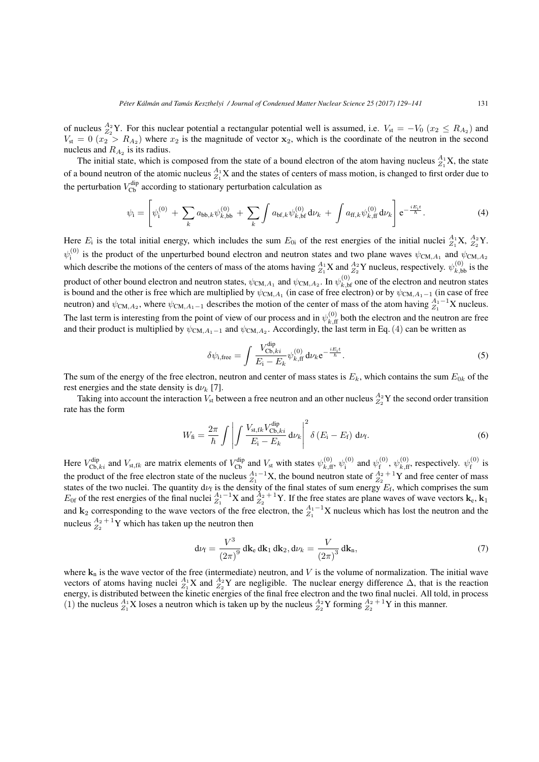of nucleus ${}^{A_2}_{Z_2}$Y. For this nuclear potential a rectangular potential well is assumed, i.e. $V_{\mathrm{st}} = -V_0$ $(x_2 \leq R_{A_2})$ and $V_{\mathrm{st}} = 0$ $(x_2 > R_{A_2})$ where $x_2$ is the magnitude of vector $\mathbf{x}_2$, which is the coordinate of the neutron in the second nucleus and $R_{A_2}$ is its radius.

The initial state, which is composed from the state of a bound electron of the atom having nucleus ${}^{A_1}_{Z_1}$X, the state of a bound neutron of the atomic nucleus ${}^{A_1}_{Z_1}$X and the states of centers of mass motion, is changed to first order due to the perturbation $V_{\mathrm{Cb}}^{\mathrm{dip}}$ according to stationary perturbation calculation as

$$\psi_{\mathrm{i}} = \left[ \psi_{\mathrm{i}}^{(0)} + \sum_k a_{\mathrm{bb},k} \psi_{k,\mathrm{bb}}^{(0)} + \sum_k \int a_{\mathrm{bf},k} \psi_{k,\mathrm{bf}}^{(0)} \, \mathrm{d}\nu_k + \int a_{\mathrm{ff},k} \psi_{k,\mathrm{ff}}^{(0)} \, \mathrm{d}\nu_k \right] \mathrm{e}^{-\frac{iE_{\mathrm{i}}t}{\hbar}}. \tag{4}$$

Here $E_{\mathrm{i}}$ is the total initial energy, which includes the sum $E_{0\mathrm{i}}$ of the rest energies of the initial nuclei ${}^{A_1}_{Z_1}$X, ${}^{A_2}_{Z_2}$Y. $\psi_{\mathrm{i}}^{(0)}$ is the product of the unperturbed bound electron and neutron states and two plane waves $\psi_{\mathrm{CM},A_1}$ and $\psi_{\mathrm{CM},A_2}$ which describe the motions of the centers of mass of the atoms having ${}^{A_1}_{Z_1}$X and ${}^{A_2}_{Z_2}$Y nucleus, respectively. $\psi_{k,\mathrm{bb}}^{(0)}$ is the product of other bound electron and neutron states, $\psi_{\mathrm{CM},A_1}$ and $\psi_{\mathrm{CM},A_2}$. In $\psi_{k,\mathrm{bf}}^{(0)}$ one of the electron and neutron states is bound and the other is free which are multiplied by $\psi_{\mathrm{CM},A_1}$ (in case of free electron) or by $\psi_{\mathrm{CM},A_1-1}$ (in case of free neutron) and $\psi_{\mathrm{CM},A_2}$, where $\psi_{\mathrm{CM},A_1-1}$ describes the motion of the center of mass of the atom having ${}^{A_1-1}_{Z_1}$X nucleus. The last term is interesting from the point of view of our process and in $\psi_{k,\mathrm{ff}}^{(0)}$ both the electron and the neutron are free and their product is multiplied by $\psi_{\mathrm{CM},A_1-1}$ and $\psi_{\mathrm{CM},A_2}$. Accordingly, the last term in Eq. (4) can be written as

$$\delta\psi_{\mathrm{i,free}} = \int \frac{V_{\mathrm{Cb},ki}^{\mathrm{dip}}}{E_{\mathrm{i}} - E_k} \psi_{k,\mathrm{ff}}^{(0)} \, \mathrm{d}\nu_k \mathrm{e}^{-\frac{iE_{\mathrm{i}}t}{\hbar}}. \tag{5}$$

The sum of the energy of the free electron, neutron and center of mass states is $E_k$, which contains the sum $E_{0k}$ of the rest energies and the state density is $\mathrm{d}\nu_k$ [7].

Taking into account the interaction $V_{\mathrm{st}}$ between a free neutron and an other nucleus ${}^{A_2}_{Z_2}$Y the second order transition rate has the form

$$W_{\mathrm{fi}} = \frac{2\pi}{\hbar} \int \left| \int \frac{V_{\mathrm{st,f}k} V_{\mathrm{Cb},ki}^{\mathrm{dip}}}{E_{\mathrm{i}} - E_k} \, \mathrm{d}\nu_k \right|^2 \delta\left(E_{\mathrm{i}} - E_{\mathrm{f}}\right) \, \mathrm{d}\nu_{\mathrm{f}}. \tag{6}$$

Here $V_{\mathrm{Cb},ki}^{\mathrm{dip}}$ and $V_{\mathrm{st,f}k}$ are matrix elements of $V_{\mathrm{Cb}}^{\mathrm{dip}}$ and $V_{\mathrm{st}}$ with states $\psi_{k,\mathrm{ff}}^{(0)}$, $\psi_{\mathrm{i}}^{(0)}$ and $\psi_{\mathrm{f}}^{(0)}$, $\psi_{k,\mathrm{ff}}^{(0)}$, respectively. $\psi_{\mathrm{f}}^{(0)}$ is the product of the free electron state of the nucleus ${}^{A_1-1}_{Z_1}$X, the bound neutron state of ${}^{A_2+1}_{Z_2}$Y and free center of mass states of the two nuclei. The quantity $\mathrm{d}\nu_{\mathrm{f}}$ is the density of the final states of sum energy $E_{\mathrm{f}}$, which comprises the sum $E_{0\mathrm{f}}$ of the rest energies of the final nuclei ${}^{A_1-1}_{Z_1}$X and ${}^{A_2+1}_{Z_2}$Y. If the free states are plane waves of wave vectors $\mathbf{k}_{\mathrm{e}}$, $\mathbf{k}_1$ and $\mathbf{k}_2$ corresponding to the wave vectors of the free electron, the ${}^{A_1-1}_{Z_1}$X nucleus which has lost the neutron and the nucleus ${}^{A_2+1}_{Z_2}$Y which has taken up the neutron then

$$\mathrm{d}\nu_{\mathrm{f}} = \frac{V^3}{(2\pi)^9} \, \mathrm{d}\mathbf{k}_{\mathrm{e}} \, \mathrm{d}\mathbf{k}_1 \, \mathrm{d}\mathbf{k}_2, \mathrm{d}\nu_k = \frac{V}{(2\pi)^3} \, \mathrm{d}\mathbf{k}_{\mathrm{n}}, \tag{7}$$

where $\mathbf{k}_{\mathrm{n}}$ is the wave vector of the free (intermediate) neutron, and $V$ is the volume of normalization. The initial wave vectors of atoms having nuclei ${}^{A_1}_{Z_1}$X and ${}^{A_2}_{Z_2}$Y are negligible. The nuclear energy difference $\Delta$, that is the reaction energy, is distributed between the kinetic energies of the final free electron and the two final nuclei. All told, in process (1) the nucleus ${}^{A_1}_{Z_1}$X loses a neutron which is taken up by the nucleus ${}^{A_2}_{Z_2}$Y forming ${}^{A_2+1}_{Z_2}$Y in this manner.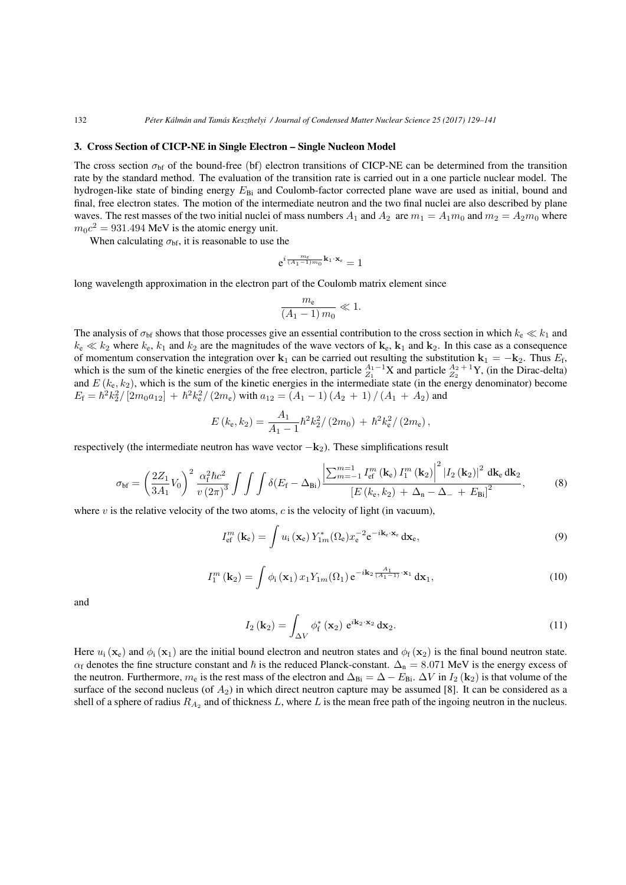## 3. Cross Section of CICP-NE in Single Electron – Single Nucleon Model

The cross section $\sigma_{\rm bf}$ of the bound-free (bf) electron transitions of CICP-NE can be determined from the transition rate by the standard method. The evaluation of the transition rate is carried out in a one particle nuclear model. The hydrogen-like state of binding energy $E_{\rm Bi}$ and Coulomb-factor corrected plane wave are used as initial, bound and final, free electron states. The motion of the intermediate neutron and the two final nuclei are also described by plane waves. The rest masses of the two initial nuclei of mass numbers $A_1$ and $A_2$ are $m_1 = A_1 m_0$ and $m_2 = A_2 m_0$ where $m_0 c^2 = 931.494$ MeV is the atomic energy unit.

When calculating $\sigma_{\rm bf}$, it is reasonable to use the

$$\mathrm{e}^{i\frac{m_{\rm e}}{(A_1-1)m_0}\mathbf{k}_1\cdot\mathbf{x}_{\rm e}} = 1$$

long wavelength approximation in the electron part of the Coulomb matrix element since

$$\frac{m_{\rm e}}{(A_1-1)\,m_0} \ll 1.$$

The analysis of $\sigma_{\rm bf}$ shows that those processes give an essential contribution to the cross section in which $k_{\rm e} \ll k_1$ and $k_{\rm e} \ll k_2$ where $k_{\rm e}$, $k_1$ and $k_2$ are the magnitudes of the wave vectors of $\mathbf{k}_{\rm e}$, $\mathbf{k}_1$ and $\mathbf{k}_2$. In this case as a consequence of momentum conservation the integration over $\mathbf{k}_1$ can be carried out resulting the substitution $\mathbf{k}_1 = -\mathbf{k}_2$. Thus $E_{\rm f}$, which is the sum of the kinetic energies of the free electron, particle ${}^{A_1-1}_{Z_1}\mathrm{X}$ and particle ${}^{A_2+1}_{Z_2}\mathrm{Y}$, (in the Dirac-delta) and $E(k_{\rm e}, k_2)$, which is the sum of the kinetic energies in the intermediate state (in the energy denominator) become $E_{\rm f} = \hbar^2 k_2^2/[2m_0 a_{12}] + \hbar^2 k_{\rm e}^2/(2m_{\rm e})$ with $a_{12} = (A_1-1)(A_2+1)/(A_1+A_2)$ and

$$E(k_{\rm e}, k_2) = \frac{A_1}{A_1-1}\hbar^2 k_2^2/(2m_0) + \hbar^2 k_{\rm e}^2/(2m_{\rm e}),$$

respectively (the intermediate neutron has wave vector $-\mathbf{k}_2$). These simplifications result

$$\sigma_{\rm bf} = \left(\frac{2Z_1}{3A_1}V_0\right)^2 \frac{\alpha_{\rm f}^2 \hbar c^2}{v(2\pi)^3}\int\int\int \delta(E_{\rm f}-\Delta_{\rm Bi})\frac{\left|\sum_{m=-1}^{m=1} I_{\rm ef}^m(\mathbf{k}_{\rm e})\, I_1^m(\mathbf{k}_2)\right|^2 |I_2(\mathbf{k}_2)|^2\,\mathrm{d}\mathbf{k}_{\rm e}\,\mathrm{d}\mathbf{k}_2}{\left[E(k_{\rm e},k_2) + \Delta_{\rm n} - \Delta_- + E_{\rm Bi}\right]^2}, \tag{8}$$

where $v$ is the relative velocity of the two atoms, $c$ is the velocity of light (in vacuum),

$$I_{\rm ef}^m(\mathbf{k}_{\rm e}) = \int u_{\rm i}(\mathbf{x}_{\rm e})\, Y_{1m}^*(\Omega_{\rm e}) x_{\rm e}^{-2} \mathrm{e}^{-i\mathbf{k}_{\rm e}\cdot\mathbf{x}_{\rm e}}\,\mathrm{d}\mathbf{x}_{\rm e}, \tag{9}$$

$$I_1^m(\mathbf{k}_2) = \int \phi_{\rm i}(\mathbf{x}_1)\, x_1 Y_{1m}(\Omega_1)\, \mathrm{e}^{-i\mathbf{k}_2\frac{A_1}{(A_1-1)}\cdot\mathbf{x}_1}\,\mathrm{d}\mathbf{x}_1, \tag{10}$$

and

$$I_2(\mathbf{k}_2) = \int_{\Delta V} \phi_{\rm f}^*(\mathbf{x}_2)\, \mathrm{e}^{i\mathbf{k}_2\cdot\mathbf{x}_2}\,\mathrm{d}\mathbf{x}_2. \tag{11}$$

Here $u_{\rm i}(\mathbf{x}_{\rm e})$ and $\phi_{\rm i}(\mathbf{x}_1)$ are the initial bound electron and neutron states and $\phi_{\rm f}(\mathbf{x}_2)$ is the final bound neutron state. $\alpha_{\rm f}$ denotes the fine structure constant and $\hbar$ is the reduced Planck-constant. $\Delta_{\rm n} = 8.071$ MeV is the energy excess of the neutron. Furthermore, $m_{\rm e}$ is the rest mass of the electron and $\Delta_{\rm Bi} = \Delta - E_{\rm Bi}$. $\Delta V$ in $I_2(\mathbf{k}_2)$ is that volume of the surface of the second nucleus (of $A_2$) in which direct neutron capture may be assumed [8]. It can be considered as a shell of a sphere of radius $R_{A_2}$ and of thickness $L$, where $L$ is the mean free path of the ingoing neutron in the nucleus.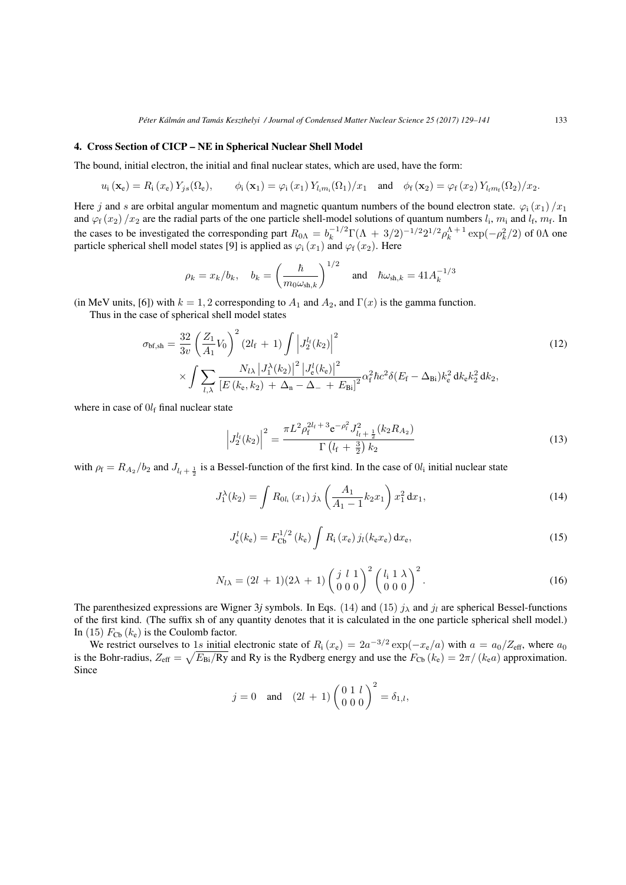## 4. Cross Section of CICP – NE in Spherical Nuclear Shell Model

The bound, initial electron, the initial and final nuclear states, which are used, have the form:

$$u_{\mathrm{i}}(\mathbf{x}_{\mathrm{e}}) = R_{\mathrm{i}}(x_{\mathrm{e}}) Y_{js}(\Omega_{\mathrm{e}}), \qquad \phi_{\mathrm{i}}(\mathbf{x}_1) = \varphi_{\mathrm{i}}(x_1) Y_{l_i m_i}(\Omega_1)/x_1 \quad \text{and} \quad \phi_{\mathrm{f}}(\mathbf{x}_2) = \varphi_{\mathrm{f}}(x_2) Y_{l_f m_f}(\Omega_2)/x_2.$$

Here $j$ and $s$ are orbital angular momentum and magnetic quantum numbers of the bound electron state. $\varphi_{\mathrm{i}}(x_1)/x_1$ and $\varphi_{\mathrm{f}}(x_2)/x_2$ are the radial parts of the one particle shell-model solutions of quantum numbers $l_{\mathrm{i}}$, $m_{\mathrm{i}}$ and $l_{\mathrm{f}}$, $m_{\mathrm{f}}$. In the cases to be investigated the corresponding part $R_{0\Lambda} = b_k^{-1/2}\Gamma(\Lambda + 3/2)^{-1/2} 2^{1/2} \rho_k^{\Lambda+1} \exp(-\rho_k^2/2)$ of $0\Lambda$ one particle spherical shell model states [9] is applied as $\varphi_{\mathrm{i}}(x_1)$ and $\varphi_{\mathrm{f}}(x_2)$. Here

$$\rho_k = x_k/b_k, \quad b_k = \left(\frac{\hbar}{m_0 \omega_{\mathrm{sh},k}}\right)^{1/2} \quad \text{and} \quad \hbar\omega_{\mathrm{sh},k} = 41 A_k^{-1/3}$$

(in MeV units, [6]) with $k = 1, 2$ corresponding to $A_1$ and $A_2$, and $\Gamma(x)$ is the gamma function.

Thus in the case of spherical shell model states

$$\sigma_{\mathrm{bf,sh}} = \frac{32}{3v}\left(\frac{Z_1}{A_1}V_0\right)^2 (2l_{\mathrm{f}} + 1) \int \left|J_2^{l_{\mathrm{f}}}(k_2)\right|^2 \times \int \sum_{l,\lambda} \frac{N_{l\lambda}\left|J_1^{\lambda}(k_2)\right|^2 \left|J_{\mathrm{e}}^{l}(k_{\mathrm{e}})\right|^2}{\left[E(k_{\mathrm{e}}, k_2) + \Delta_{\mathrm{n}} - \Delta_{-} + E_{\mathrm{Bi}}\right]^2} \alpha_{\mathrm{f}}^2 \hbar c^2 \delta(E_{\mathrm{f}} - \Delta_{\mathrm{Bi}}) k_{\mathrm{e}}^2 \, \mathrm{d}k_{\mathrm{e}} k_2^2 \, \mathrm{d}k_2, \tag{12}$$

where in case of $0l_{\mathrm{f}}$ final nuclear state

$$\left|J_2^{l_{\mathrm{f}}}(k_2)\right|^2 = \frac{\pi L^2 \rho_{\mathrm{f}}^{2l_{\mathrm{f}}+3} \mathrm{e}^{-\rho_{\mathrm{f}}^2} J_{l_{\mathrm{f}}+\frac{1}{2}}^2(k_2 R_{A_2})}{\Gamma\left(l_{\mathrm{f}} + \frac{3}{2}\right) k_2} \tag{13}$$

with $\rho_{\mathrm{f}} = R_{A_2}/b_2$ and $J_{l_{\mathrm{f}}+\frac{1}{2}}$ is a Bessel-function of the first kind. In the case of $0l_{\mathrm{i}}$ initial nuclear state

$$J_1^{\lambda}(k_2) = \int R_{0l_{\mathrm{i}}}(x_1) j_{\lambda}\left(\frac{A_1}{A_1 - 1} k_2 x_1\right) x_1^2 \, \mathrm{d}x_1, \tag{14}$$

$$J_{\mathrm{e}}^{l}(k_{\mathrm{e}}) = F_{\mathrm{Cb}}^{1/2}(k_{\mathrm{e}}) \int R_{\mathrm{i}}(x_{\mathrm{e}}) j_l(k_{\mathrm{e}} x_{\mathrm{e}}) \, \mathrm{d}x_{\mathrm{e}}, \tag{15}$$

$$N_{l\lambda} = (2l + 1)(2\lambda + 1)\begin{pmatrix} j & l & 1 \\ 0 & 0 & 0 \end{pmatrix}^2 \begin{pmatrix} l_{\mathrm{i}} & 1 & \lambda \\ 0 & 0 & 0 \end{pmatrix}^2. \tag{16}$$

The parenthesized expressions are Wigner 3$j$ symbols. In Eqs. (14) and (15) $j_{\lambda}$ and $j_l$ are spherical Bessel-functions of the first kind. (The suffix sh of any quantity denotes that it is calculated in the one particle spherical shell model.) In (15) $F_{\mathrm{Cb}}(k_{\mathrm{e}})$ is the Coulomb factor.

We restrict ourselves to $1s$ initial electronic state of $R_{\mathrm{i}}(x_{\mathrm{e}}) = 2a^{-3/2}\exp(-x_{\mathrm{e}}/a)$ with $a = a_0/Z_{\mathrm{eff}}$, where $a_0$ is the Bohr-radius, $Z_{\mathrm{eff}} = \sqrt{E_{\mathrm{Bi}}/\mathrm{Ry}}$ and Ry is the Rydberg energy and use the $F_{\mathrm{Cb}}(k_{\mathrm{e}}) = 2\pi/(k_{\mathrm{e}} a)$ approximation. Since

$$j = 0 \quad \text{and} \quad (2l + 1)\begin{pmatrix} 0 & 1 & l \\ 0 & 0 & 0 \end{pmatrix}^2 = \delta_{1,l},$$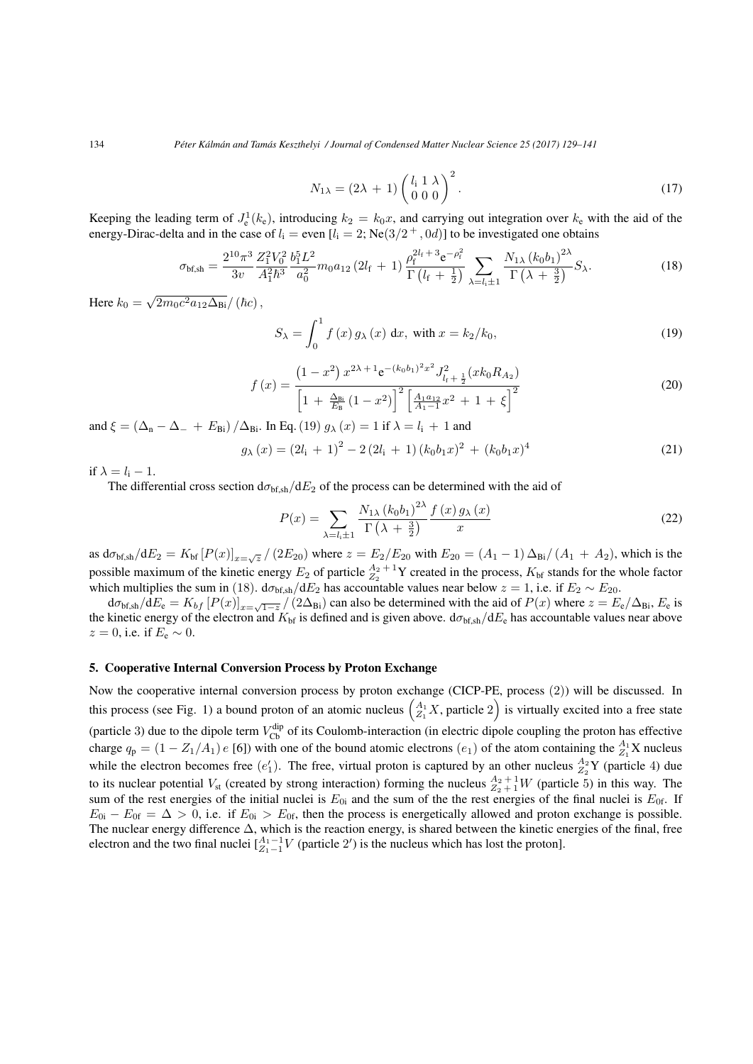$$N_{1\lambda} = (2\lambda + 1) \begin{pmatrix} l_i & 1 & \lambda \\ 0 & 0 & 0 \end{pmatrix}^2 . \tag{17}$$

Keeping the leading term of $J_e^1(k_e)$, introducing $k_2 = k_0 x$, and carrying out integration over $k_e$ with the aid of the energy-Dirac-delta and in the case of $l_i$ = even [$l_i = 2$; Ne$(3/2^+, 0d)$] to be investigated one obtains

$$\sigma_{\text{bf,sh}} = \frac{2^{10}\pi^3}{3v} \frac{Z_1^2 V_0^2}{A_1^2 \hbar^3} \frac{b_1^5 L^2}{a_0^2} m_0 a_{12} (2l_f + 1) \frac{\rho_f^{2l_f+3} e^{-\rho_f^2}}{\Gamma\left(l_f + \frac{1}{2}\right)} \sum_{\lambda = l_i \pm 1} \frac{N_{1\lambda} (k_0 b_1)^{2\lambda}}{\Gamma\left(\lambda + \frac{3}{2}\right)} S_\lambda . \tag{18}$$

Here $k_0 = \sqrt{2m_0 c^2 a_{12} \Delta_{\text{Bi}}} / (\hbar c)$,

$$S_\lambda = \int_0^1 f(x)\, g_\lambda(x)\, dx, \text{ with } x = k_2/k_0, \tag{19}$$

$$f(x) = \frac{\left(1 - x^2\right) x^{2\lambda+1} e^{-(k_0 b_1)^2 x^2} J_{l_f + \frac{1}{2}}^2 (x k_0 R_{A_2})}{\left[1 + \frac{\Delta_{\text{Bi}}}{E_{\text{B}}} \left(1 - x^2\right)\right]^2 \left[\frac{A_1 a_{12}}{A_1 - 1} x^2 + 1 + \xi\right]^2} \tag{20}$$

and $\xi = \left(\Delta_n - \Delta_- + E_{\text{Bi}}\right) / \Delta_{\text{Bi}}$. In Eq. (19) $g_\lambda(x) = 1$ if $\lambda = l_i + 1$ and

$$g_\lambda(x) = (2l_i + 1)^2 - 2(2l_i + 1)(k_0 b_1 x)^2 + (k_0 b_1 x)^4 \tag{21}$$

if $\lambda = l_i - 1$.

The differential cross section $d\sigma_{\text{bf,sh}}/dE_2$ of the process can be determined with the aid of

$$P(x) = \sum_{\lambda = l_i \pm 1} \frac{N_{1\lambda} (k_0 b_1)^{2\lambda}}{\Gamma\left(\lambda + \frac{3}{2}\right)} \frac{f(x)\, g_\lambda(x)}{x} \tag{22}$$

as $d\sigma_{\text{bf,sh}}/dE_2 = K_{\text{bf}} \left[P(x)\right]_{x=\sqrt{z}} / (2E_{20})$ where $z = E_2/E_{20}$ with $E_{20} = (A_1 - 1)\Delta_{\text{Bi}} / (A_1 + A_2)$, which is the possible maximum of the kinetic energy $E_2$ of particle ${}^{A_2+1}_{Z_2}\text{Y}$ created in the process, $K_{\text{bf}}$ stands for the whole factor which multiplies the sum in (18). $d\sigma_{\text{bf,sh}}/dE_2$ has accountable values near below $z = 1$, i.e. if $E_2 \sim E_{20}$.

$d\sigma_{\text{bf,sh}}/dE_e = K_{bf} \left[P(x)\right]_{x=\sqrt{1-z}} / (2\Delta_{\text{Bi}})$ can also be determined with the aid of $P(x)$ where $z = E_e/\Delta_{\text{Bi}}$, $E_e$ is the kinetic energy of the electron and $K_{\text{bf}}$ is defined and is given above. $d\sigma_{\text{bf,sh}}/dE_e$ has accountable values near above $z = 0$, i.e. if $E_e \sim 0$.

## 5. Cooperative Internal Conversion Process by Proton Exchange

Now the cooperative internal conversion process by proton exchange (CICP-PE, process (2)) will be discussed. In this process (see Fig. 1) a bound proton of an atomic nucleus $\left({}^{A_1}_{Z_1}X, \text{particle } 2\right)$ is virtually excited into a free state (particle 3) due to the dipole term $V_{\text{Cb}}^{\text{dip}}$ of its Coulomb-interaction (in electric dipole coupling the proton has effective charge $q_p = (1 - Z_1/A_1)\, e$ [6]) with one of the bound atomic electrons $(e_1)$ of the atom containing the ${}^{A_1}_{Z_1}\text{X}$ nucleus while the electron becomes free $(e_1')$. The free, virtual proton is captured by an other nucleus ${}^{A_2}_{Z_2}\text{Y}$ (particle 4) due to its nuclear potential $V_{\text{st}}$ (created by strong interaction) forming the nucleus ${}^{A_2+1}_{Z_2+1}W$ (particle 5) in this way. The sum of the rest energies of the initial nuclei is $E_{0i}$ and the sum of the the rest energies of the final nuclei is $E_{0f}$. If $E_{0i} - E_{0f} = \Delta > 0$, i.e. if $E_{0i} > E_{0f}$, then the process is energetically allowed and proton exchange is possible. The nuclear energy difference $\Delta$, which is the reaction energy, is shared between the kinetic energies of the final, free electron and the two final nuclei [${}^{A_1-1}_{Z_1-1}V$ (particle $2'$) is the nucleus which has lost the proton].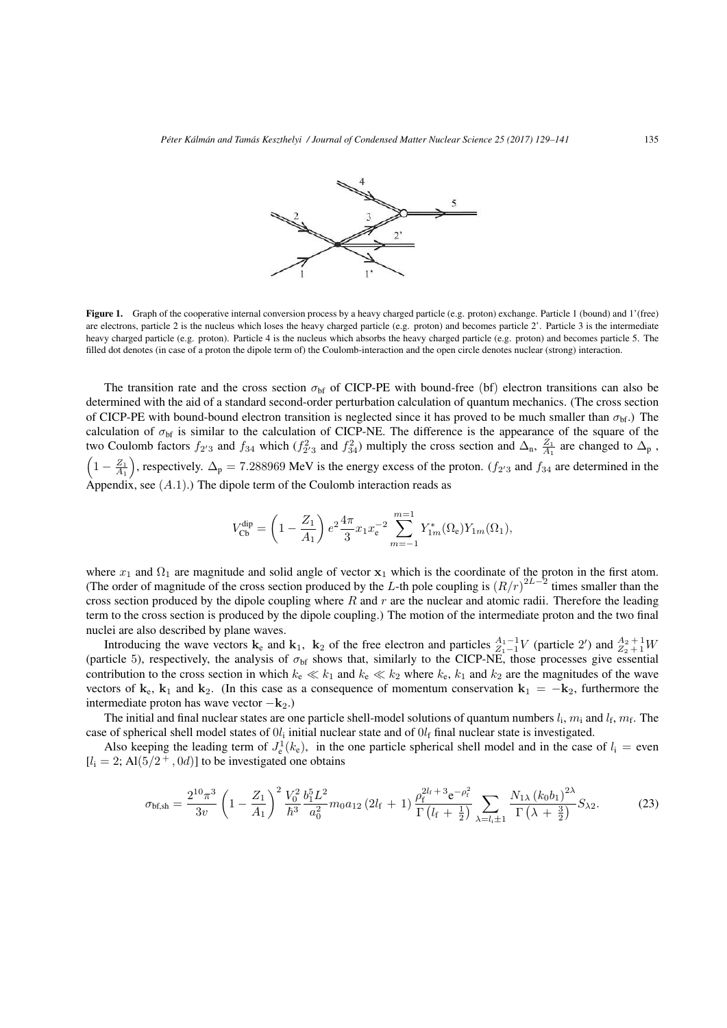**Figure 1.** Graph of the cooperative internal conversion process by a heavy charged particle (e.g. proton) exchange. Particle 1 (bound) and 1'(free) are electrons, particle 2 is the nucleus which loses the heavy charged particle (e.g. proton) and becomes particle 2'. Particle 3 is the intermediate heavy charged particle (e.g. proton). Particle 4 is the nucleus which absorbs the heavy charged particle (e.g. proton) and becomes particle 5. The filled dot denotes (in case of a proton the dipole term of) the Coulomb-interaction and the open circle denotes nuclear (strong) interaction.

The transition rate and the cross section $\sigma_{\rm bf}$ of CICP-PE with bound-free (bf) electron transitions can also be determined with the aid of a standard second-order perturbation calculation of quantum mechanics. (The cross section of CICP-PE with bound-bound electron transition is neglected since it has proved to be much smaller than $\sigma_{\rm bf}$.) The calculation of $\sigma_{\rm bf}$ is similar to the calculation of CICP-NE. The difference is the appearance of the square of the two Coulomb factors $f_{2'3}$ and $f_{34}$ which ($f_{2'3}^2$ and $f_{34}^2$) multiply the cross section and $\Delta_{\rm n}$, $\frac{Z_1}{A_1}$ are changed to $\Delta_{\rm p}$ , $\left(1-\frac{Z_1}{A_1}\right)$, respectively. $\Delta_{\rm p}=7.288969$ MeV is the energy excess of the proton. ($f_{2'3}$ and $f_{34}$ are determined in the Appendix, see $(A.1)$.) The dipole term of the Coulomb interaction reads as

$$V_{\rm Cb}^{\rm dip}=\left(1-\frac{Z_1}{A_1}\right)e^2\frac{4\pi}{3}x_1x_{\rm e}^{-2}\sum_{m=-1}^{m=1}Y_{1m}^*(\Omega_{\rm e})Y_{1m}(\Omega_1),$$

where $x_1$ and $\Omega_1$ are magnitude and solid angle of vector $\mathbf{x}_1$ which is the coordinate of the proton in the first atom. (The order of magnitude of the cross section produced by the $L$-th pole coupling is $(R/r)^{2L-2}$ times smaller than the cross section produced by the dipole coupling where $R$ and $r$ are the nuclear and atomic radii. Therefore the leading term to the cross section is produced by the dipole coupling.) The motion of the intermediate proton and the two final nuclei are also described by plane waves.

Introducing the wave vectors $\mathbf{k}_{\rm e}$ and $\mathbf{k}_1$, $\mathbf{k}_2$ of the free electron and particles ${}^{A_1-1}_{Z_1-1}V$ (particle 2′) and ${}^{A_2+1}_{Z_2+1}W$ (particle 5), respectively, the analysis of $\sigma_{\rm bf}$ shows that, similarly to the CICP-NE, those processes give essential contribution to the cross section in which $k_{\rm e}\ll k_1$ and $k_{\rm e}\ll k_2$ where $k_{\rm e}$, $k_1$ and $k_2$ are the magnitudes of the wave vectors of $\mathbf{k}_{\rm e}$, $\mathbf{k}_1$ and $\mathbf{k}_2$. (In this case as a consequence of momentum conservation $\mathbf{k}_1=-\mathbf{k}_2$, furthermore the intermediate proton has wave vector $-\mathbf{k}_2$.)

The initial and final nuclear states are one particle shell-model solutions of quantum numbers $l_{\rm i}$, $m_{\rm i}$ and $l_{\rm f}$, $m_{\rm f}$. The case of spherical shell model states of $0l_{\rm i}$ initial nuclear state and of $0l_{\rm f}$ final nuclear state is investigated.

Also keeping the leading term of $J_{\rm e}^1(k_{\rm e})$, in the one particle spherical shell model and in the case of $l_{\rm i}=$ even [$l_{\rm i}=2$; Al$(5/2^+, 0d)$] to be investigated one obtains

$$\sigma_{\rm bf,sh}=\frac{2^{10}\pi^3}{3v}\left(1-\frac{Z_1}{A_1}\right)^2\frac{V_0^2}{\hbar^3}\frac{b_1^5L^2}{a_0^2}m_0a_{12}\left(2l_{\rm f}+1\right)\frac{\rho_{\rm f}^{2l_{\rm i}+3}{\rm e}^{-\rho_{\rm f}^2}}{\Gamma\left(l_{\rm f}+\frac{1}{2}\right)}\sum_{\lambda=l_{\rm i}\pm1}\frac{N_{1\lambda}\left(k_0b_1\right)^{2\lambda}}{\Gamma\left(\lambda+\frac{3}{2}\right)}S_{\lambda2}. \tag{23}$$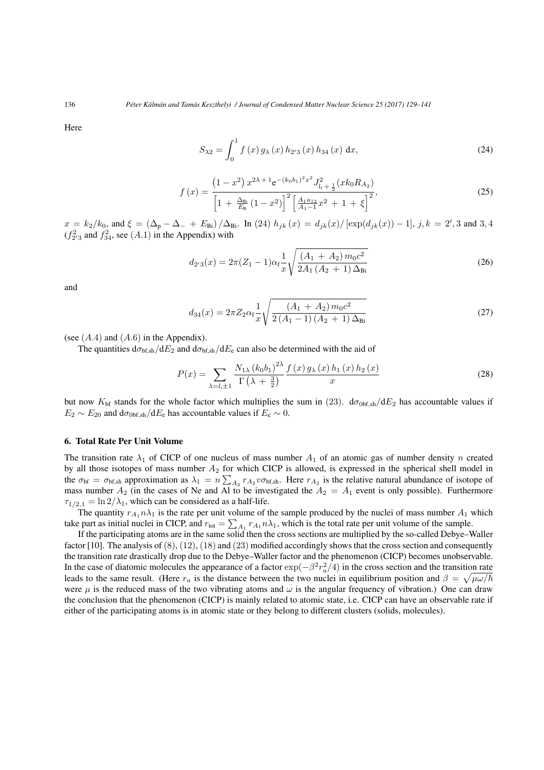Here

$$S_{\lambda 2}=\int_{0}^{1}f\left(x\right)g_{\lambda}\left(x\right)h_{2'3}\left(x\right)h_{34}\left(x\right)\,\mathrm{d}x, \tag{24}$$

$$f\left(x\right)=\frac{\left(1-x^{2}\right)x^{2\lambda+1}\mathrm{e}^{-\left(k_{0}b_{1}\right)^{2}x^{2}}J_{l_{\mathrm{f}}+\frac{1}{2}}^{2}(xk_{0}R_{A_{2}})}{\left[1+\frac{\Delta_{\mathrm{Bi}}}{E_{\mathrm{B}}}\left(1-x^{2}\right)\right]^{2}\left[\frac{A_{1}a_{12}}{A_{1}-1}x^{2}+1+\xi\right]^{2}}, \tag{25}$$

$x=k_{2}/k_{0}$, and $\xi=\left(\Delta_{\mathrm{p}}-\Delta_{-}+E_{\mathrm{Bi}}\right)/\Delta_{\mathrm{Bi}}$. In (24) $h_{jk}\left(x\right)=d_{jk}(x)/\left[\exp(d_{jk}(x))-1\right]$, $j,k=2',3$ and $3,4$ ($f_{2'3}^{2}$ and $f_{34}^{2}$, see $(A.1)$ in the Appendix) with

$$d_{2'3}(x)=2\pi(Z_{1}-1)\alpha_{\mathrm{f}}\frac{1}{x}\sqrt{\frac{\left(A_{1}+A_{2}\right)m_{0}c^{2}}{2A_{1}\left(A_{2}+1\right)\Delta_{\mathrm{Bi}}}} \tag{26}$$

and

$$d_{34}(x)=2\pi Z_{2}\alpha_{\mathrm{f}}\frac{1}{x}\sqrt{\frac{\left(A_{1}+A_{2}\right)m_{0}c^{2}}{2\left(A_{1}-1\right)\left(A_{2}+1\right)\Delta_{\mathrm{Bi}}}} \tag{27}$$

(see $(A.4)$ and $(A.6)$ in the Appendix).

The quantities $\mathrm{d}\sigma_{\mathrm{bf,sh}}/\mathrm{d}E_{2}$ and $\mathrm{d}\sigma_{\mathrm{bf,sh}}/\mathrm{d}E_{\mathrm{e}}$ can also be determined with the aid of

$$P(x)=\sum_{\lambda=l_{\mathrm{i}}\pm 1}\frac{N_{1\lambda}\left(k_{0}b_{1}\right)^{2\lambda}}{\Gamma\left(\lambda+\frac{3}{2}\right)}\frac{f\left(x\right)g_{\lambda}\left(x\right)h_{1}\left(x\right)h_{2}\left(x\right)}{x} \tag{28}$$

but now $K_{\mathrm{bf}}$ stands for the whole factor which multiplies the sum in (23). $\mathrm{d}\sigma_{0\mathrm{bf,sh}}/\mathrm{d}E_{2}$ has accountable values if $E_{2}\sim E_{20}$ and $\mathrm{d}\sigma_{0\mathrm{bf,sh}}/\mathrm{d}E_{\mathrm{e}}$ has accountable values if $E_{\mathrm{e}}\sim 0$.

## 6. Total Rate Per Unit Volume

The transition rate $\lambda_{1}$ of CICP of one nucleus of mass number $A_{1}$ of an atomic gas of number density $n$ created by all those isotopes of mass number $A_{2}$ for which CICP is allowed, is expressed in the spherical shell model in the $\sigma_{\mathrm{bf}}=\sigma_{\mathrm{bf,sh}}$ approximation as $\lambda_{1}=n\sum_{A_{2}}r_{A_{2}}v\sigma_{\mathrm{bf,sh}}$. Here $r_{A_{2}}$ is the relative natural abundance of isotope of mass number $A_{2}$ (in the cases of Ne and Al to be investigated the $A_{2}=A_{1}$ event is only possible). Furthermore $\tau_{1/2,1}=\ln 2/\lambda_{1}$, which can be considered as a half-life.

The quantity $r_{A_{1}}n\lambda_{1}$ is the rate per unit volume of the sample produced by the nuclei of mass number $A_{1}$ which take part as initial nuclei in CICP, and $r_{\mathrm{tot}}=\sum_{A_{1}}r_{A_{1}}n\lambda_{1}$, which is the total rate per unit volume of the sample.

If the participating atoms are in the same solid then the cross sections are multiplied by the so-called Debye–Waller factor [10]. The analysis of (8), (12), (18) and (23) modified accordingly shows that the cross section and consequently the transition rate drastically drop due to the Debye–Waller factor and the phenomenon (CICP) becomes unobservable. In the case of diatomic molecules the appearance of a factor $\exp(-\beta^{2}r_{a}^{2}/4)$ in the cross section and the transition rate leads to the same result. (Here $r_{a}$ is the distance between the two nuclei in equilibrium position and $\beta=\sqrt{\mu\omega/\hbar}$ were $\mu$ is the reduced mass of the two vibrating atoms and $\omega$ is the angular frequency of vibration.) One can draw the conclusion that the phenomenon (CICP) is mainly related to atomic state, i.e. CICP can have an observable rate if either of the participating atoms is in atomic state or they belong to different clusters (solids, molecules).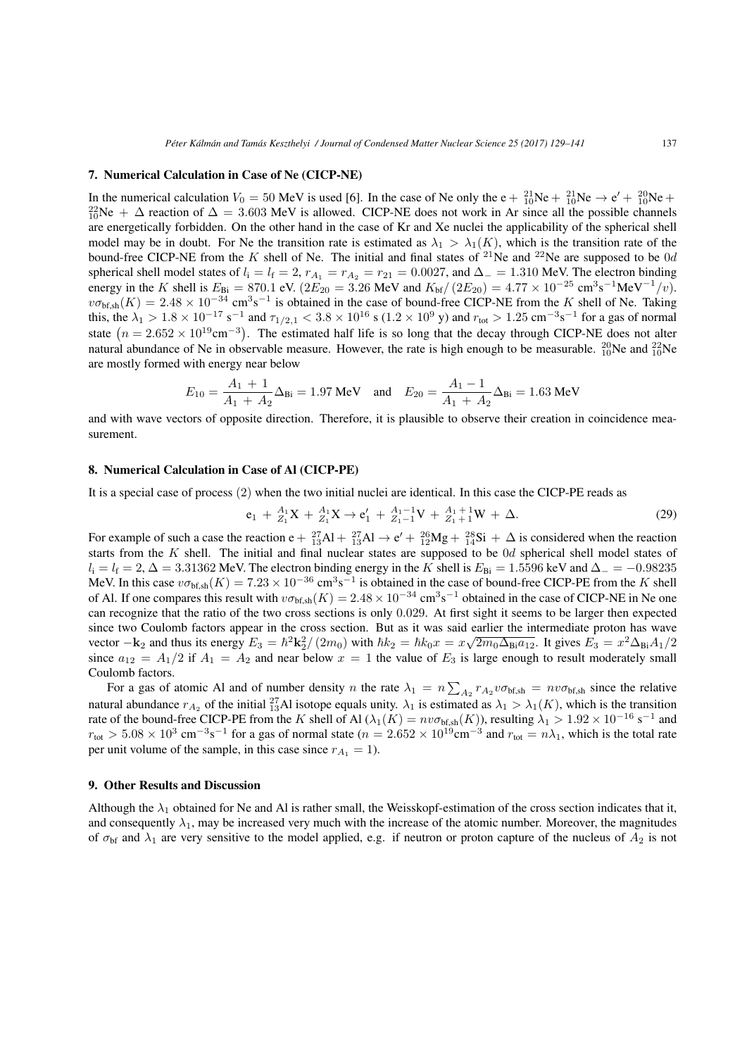## 7. Numerical Calculation in Case of Ne (CICP-NE)

In the numerical calculation $V_0 = 50$ MeV is used [6]. In the case of Ne only the $\mathrm{e} + {}^{21}_{10}\mathrm{Ne} + {}^{21}_{10}\mathrm{Ne} \to \mathrm{e}' + {}^{20}_{10}\mathrm{Ne} + {}^{22}_{10}\mathrm{Ne} + \Delta$ reaction of $\Delta = 3.603$ MeV is allowed. CICP-NE does not work in Ar since all the possible channels are energetically forbidden. On the other hand in the case of Kr and Xe nuclei the applicability of the spherical shell model may be in doubt. For Ne the transition rate is estimated as $\lambda_1 > \lambda_1(K)$, which is the transition rate of the bound-free CICP-NE from the $K$ shell of Ne. The initial and final states of ${}^{21}$Ne and ${}^{22}$Ne are supposed to be $0d$ spherical shell model states of $l_\mathrm{i} = l_\mathrm{f} = 2$, $r_{A_1} = r_{A_2} = r_{21} = 0.0027$, and $\Delta_- = 1.310$ MeV. The electron binding energy in the $K$ shell is $E_\mathrm{Bi} = 870.1$ eV. ($2E_{20} = 3.26$ MeV and $K_\mathrm{bf}/(2E_{20}) = 4.77 \times 10^{-25}$ cm$^3$s$^{-1}$MeV$^{-1}/v$). $v\sigma_{\mathrm{bf,sh}}(K) = 2.48 \times 10^{-34}$ cm$^3$s$^{-1}$ is obtained in the case of bound-free CICP-NE from the $K$ shell of Ne. Taking this, the $\lambda_1 > 1.8 \times 10^{-17}$ s$^{-1}$ and $\tau_{1/2,1} < 3.8 \times 10^{16}$ s ($1.2 \times 10^9$ y) and $r_\mathrm{tot} > 1.25$ cm$^{-3}$s$^{-1}$ for a gas of normal state $\left(n = 2.652 \times 10^{19}\mathrm{cm}^{-3}\right)$. The estimated half life is so long that the decay through CICP-NE does not alter natural abundance of Ne in observable measure. However, the rate is high enough to be measurable. ${}^{20}_{10}$Ne and ${}^{22}_{10}$Ne are mostly formed with energy near below

$$E_{10} = \frac{A_1 + 1}{A_1 + A_2}\Delta_\mathrm{Bi} = 1.97 \text{ MeV} \quad \text{and} \quad E_{20} = \frac{A_1 - 1}{A_1 + A_2}\Delta_\mathrm{Bi} = 1.63 \text{ MeV}$$

and with wave vectors of opposite direction. Therefore, it is plausible to observe their creation in coincidence measurement.

## 8. Numerical Calculation in Case of Al (CICP-PE)

It is a special case of process (2) when the two initial nuclei are identical. In this case the CICP-PE reads as

$$\mathrm{e}_1 + {}^{A_1}_{Z_1}\mathrm{X} + {}^{A_1}_{Z_1}\mathrm{X} \to \mathrm{e}_1' + {}^{A_1-1}_{Z_1-1}\mathrm{V} + {}^{A_1+1}_{Z_1+1}\mathrm{W} + \Delta. \tag{29}$$

For example of such a case the reaction $\mathrm{e} + {}^{27}_{13}\mathrm{Al} + {}^{27}_{13}\mathrm{Al} \to \mathrm{e}' + {}^{26}_{12}\mathrm{Mg} + {}^{28}_{14}\mathrm{Si} + \Delta$ is considered when the reaction starts from the $K$ shell. The initial and final nuclear states are supposed to be $0d$ spherical shell model states of $l_\mathrm{i} = l_\mathrm{f} = 2$, $\Delta = 3.31362$ MeV. The electron binding energy in the $K$ shell is $E_\mathrm{Bi} = 1.5596$ keV and $\Delta_- = -0.98235$ MeV. In this case $v\sigma_{\mathrm{bf,sh}}(K) = 7.23 \times 10^{-36}$ cm$^3$s$^{-1}$ is obtained in the case of bound-free CICP-PE from the $K$ shell of Al. If one compares this result with $v\sigma_{\mathrm{bf,sh}}(K) = 2.48 \times 10^{-34}$ cm$^3$s$^{-1}$ obtained in the case of CICP-NE in Ne one can recognize that the ratio of the two cross sections is only 0.029. At first sight it seems to be larger then expected since two Coulomb factors appear in the cross section. But as it was said earlier the intermediate proton has wave vector $-\mathbf{k}_2$ and thus its energy $E_3 = \hbar^2\mathbf{k}_2^2/(2m_0)$ with $\hbar k_2 = \hbar k_0 x = x\sqrt{2m_0\Delta_\mathrm{Bi}a_{12}}$. It gives $E_3 = x^2\Delta_\mathrm{Bi}A_1/2$ since $a_{12} = A_1/2$ if $A_1 = A_2$ and near below $x = 1$ the value of $E_3$ is large enough to result moderately small Coulomb factors.

For a gas of atomic Al and of number density $n$ the rate $\lambda_1 = n\sum_{A_2} r_{A_2} v\sigma_{\mathrm{bf,sh}} = nv\sigma_{\mathrm{bf,sh}}$ since the relative natural abundance $r_{A_2}$ of the initial ${}^{27}_{13}$Al isotope equals unity. $\lambda_1$ is estimated as $\lambda_1 > \lambda_1(K)$, which is the transition rate of the bound-free CICP-PE from the $K$ shell of Al ($\lambda_1(K) = nv\sigma_{\mathrm{bf,sh}}(K)$), resulting $\lambda_1 > 1.92 \times 10^{-16}$ s$^{-1}$ and $r_\mathrm{tot} > 5.08 \times 10^3$ cm$^{-3}$s$^{-1}$ for a gas of normal state ($n = 2.652 \times 10^{19}$cm$^{-3}$ and $r_\mathrm{tot} = n\lambda_1$, which is the total rate per unit volume of the sample, in this case since $r_{A_1} = 1$).

## 9. Other Results and Discussion

Although the $\lambda_1$ obtained for Ne and Al is rather small, the Weisskopf-estimation of the cross section indicates that it, and consequently $\lambda_1$, may be increased very much with the increase of the atomic number. Moreover, the magnitudes of $\sigma_\mathrm{bf}$ and $\lambda_1$ are very sensitive to the model applied, e.g. if neutron or proton capture of the nucleus of $A_2$ is not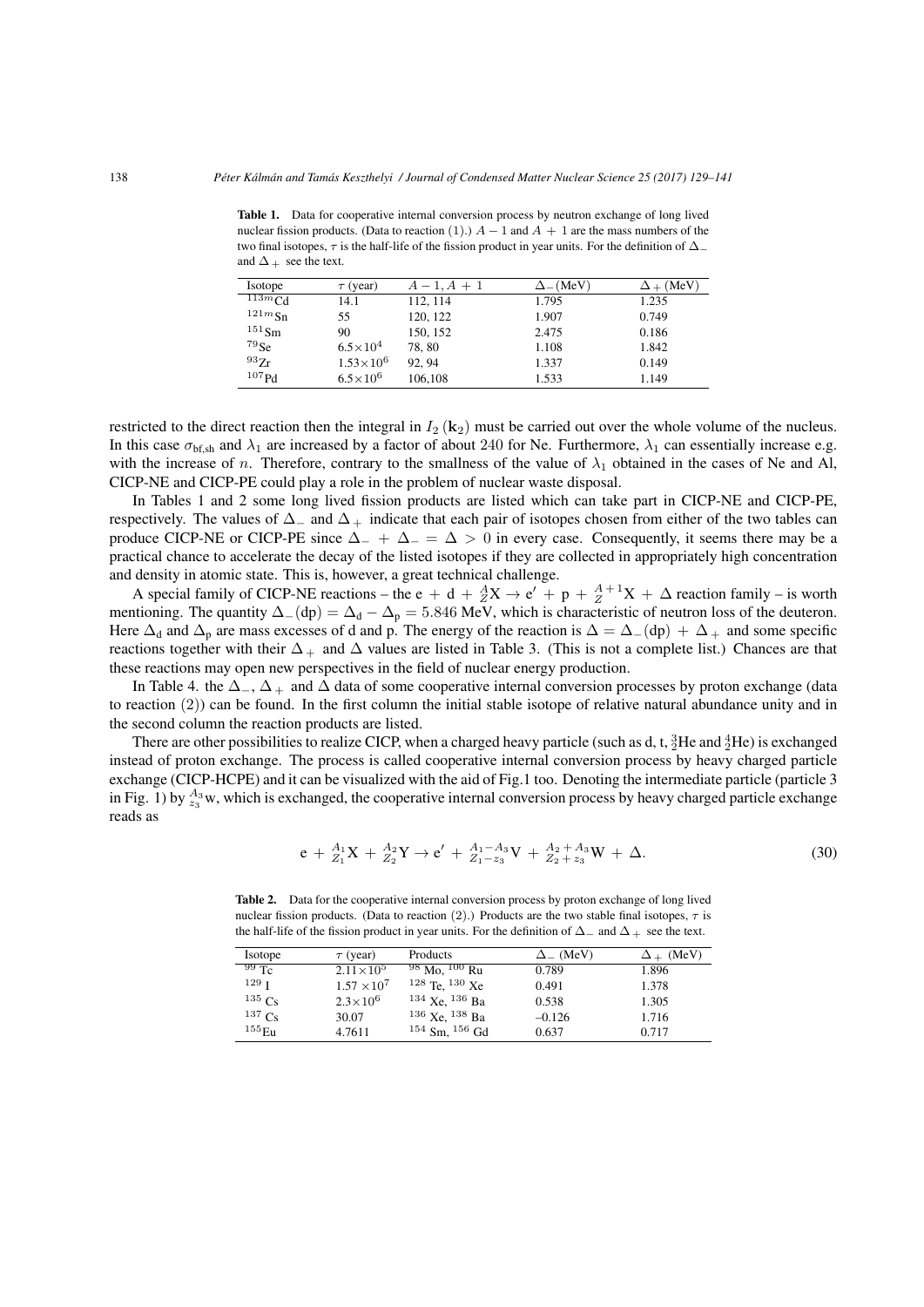**Table 1.** Data for cooperative internal conversion process by neutron exchange of long lived nuclear fission products. (Data to reaction (1).) $A-1$ and $A+1$ are the mass numbers of the two final isotopes, $\tau$ is the half-life of the fission product in year units. For the definition of $\Delta_-$ and $\Delta_+$ see the text.

| Isotope | $\tau$ (year) | $A-1, A+1$ | $\Delta_-$(MeV) | $\Delta_+$ (MeV) |
|---|---|---|---|---|
| $^{113m}$Cd | 14.1 | 112, 114 | 1.795 | 1.235 |
| $^{121m}$Sn | 55 | 120, 122 | 1.907 | 0.749 |
| $^{151}$Sm | 90 | 150, 152 | 2.475 | 0.186 |
| $^{79}$Se | $6.5\times10^4$ | 78, 80 | 1.108 | 1.842 |
| $^{93}$Zr | $1.53\times10^6$ | 92, 94 | 1.337 | 0.149 |
| $^{107}$Pd | $6.5\times10^6$ | 106,108 | 1.533 | 1.149 |

restricted to the direct reaction then the integral in $I_2(\mathbf{k}_2)$ must be carried out over the whole volume of the nucleus. In this case $\sigma_{\mathrm{bf,sh}}$ and $\lambda_1$ are increased by a factor of about 240 for Ne. Furthermore, $\lambda_1$ can essentially increase e.g. with the increase of $n$. Therefore, contrary to the smallness of the value of $\lambda_1$ obtained in the cases of Ne and Al, CICP-NE and CICP-PE could play a role in the problem of nuclear waste disposal.

In Tables 1 and 2 some long lived fission products are listed which can take part in CICP-NE and CICP-PE, respectively. The values of $\Delta_-$ and $\Delta_+$ indicate that each pair of isotopes chosen from either of the two tables can produce CICP-NE or CICP-PE since $\Delta_- + \Delta_- = \Delta > 0$ in every case. Consequently, it seems there may be a practical chance to accelerate the decay of the listed isotopes if they are collected in appropriately high concentration and density in atomic state. This is, however, a great technical challenge.

A special family of CICP-NE reactions – the $\mathrm{e} + \mathrm{d} + {}^{A}_{Z}\mathrm{X} \to \mathrm{e}' + \mathrm{p} + {}^{A+1}_{Z}\mathrm{X} + \Delta$ reaction family – is worth mentioning. The quantity $\Delta_-(\mathrm{dp}) = \Delta_\mathrm{d} - \Delta_\mathrm{p} = 5.846$ MeV, which is characteristic of neutron loss of the deuteron. Here $\Delta_\mathrm{d}$ and $\Delta_\mathrm{p}$ are mass excesses of d and p. The energy of the reaction is $\Delta = \Delta_-(\mathrm{dp}) + \Delta_+$ and some specific reactions together with their $\Delta_+$ and $\Delta$ values are listed in Table 3. (This is not a complete list.) Chances are that these reactions may open new perspectives in the field of nuclear energy production.

In Table 4. the $\Delta_-$, $\Delta_+$ and $\Delta$ data of some cooperative internal conversion processes by proton exchange (data to reaction (2)) can be found. In the first column the initial stable isotope of relative natural abundance unity and in the second column the reaction products are listed.

There are other possibilities to realize CICP, when a charged heavy particle (such as d, t, ${}^{3}_{2}$He and ${}^{4}_{2}$He) is exchanged instead of proton exchange. The process is called cooperative internal conversion process by heavy charged particle exchange (CICP-HCPE) and it can be visualized with the aid of Fig.1 too. Denoting the intermediate particle (particle 3 in Fig. 1) by ${}^{A_3}_{z_3}\mathrm{w}$, which is exchanged, the cooperative internal conversion process by heavy charged particle exchange reads as

$$\mathrm{e} + {}^{A_1}_{Z_1}\mathrm{X} + {}^{A_2}_{Z_2}\mathrm{Y} \to \mathrm{e}' + {}^{A_1-A_3}_{Z_1-z_3}\mathrm{V} + {}^{A_2+A_3}_{Z_2+z_3}\mathrm{W} + \Delta. \tag{30}$$

**Table 2.** Data for the cooperative internal conversion process by proton exchange of long lived nuclear fission products. (Data to reaction (2).) Products are the two stable final isotopes, $\tau$ is the half-life of the fission product in year units. For the definition of $\Delta_-$ and $\Delta_+$ see the text.

| Isotope | $\tau$ (year) | Products | $\Delta_-$ (MeV) | $\Delta_+$ (MeV) |
|---|---|---|---|---|
| $^{99}$Tc | $2.11\times10^5$ | $^{98}$Mo, $^{100}$Ru | 0.789 | 1.896 |
| $^{129}$I | $1.57\times10^7$ | $^{128}$Te, $^{130}$Xe | 0.491 | 1.378 |
| $^{135}$Cs | $2.3\times10^6$ | $^{134}$Xe, $^{136}$Ba | 0.538 | 1.305 |
| $^{137}$Cs | 30.07 | $^{136}$Xe, $^{138}$Ba | –0.126 | 1.716 |
| $^{155}$Eu | 4.7611 | $^{154}$Sm, $^{156}$Gd | 0.637 | 0.717 |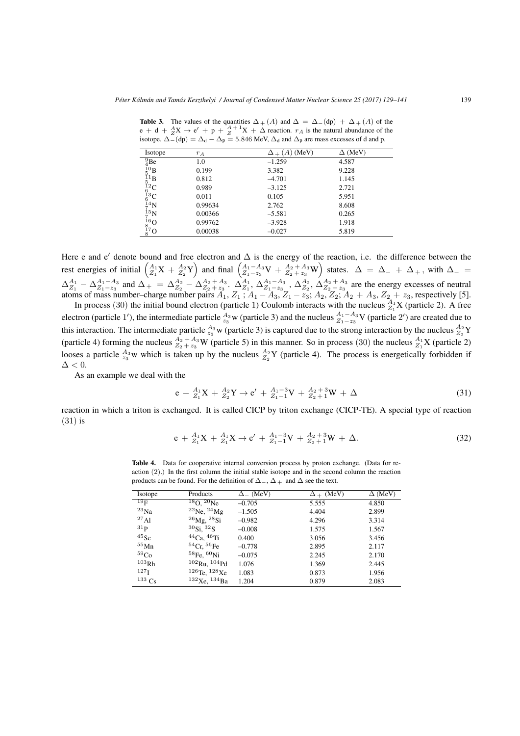**Table 3.** The values of the quantities $\Delta_+(A)$ and $\Delta = \Delta_-(\mathrm{dp}) + \Delta_+(A)$ of the $\mathrm{e} + \mathrm{d} + {}^{A}_{Z}\mathrm{X} \to \mathrm{e}' + \mathrm{p} + {}^{A+1}_{Z}\mathrm{X} + \Delta$ reaction. $r_A$ is the natural abundance of the isotope. $\Delta_-(\mathrm{dp}) = \Delta_\mathrm{d} - \Delta_\mathrm{p} = 5.846$ MeV, $\Delta_\mathrm{d}$ and $\Delta_\mathrm{p}$ are mass excesses of d and p.

| Isotope | $r_A$ | $\Delta_+(A)$ (MeV) | $\Delta$ (MeV) |
|---|---|---|---|
| ${}^{9}_{4}\mathrm{Be}$ | 1.0 | –1.259 | 4.587 |
| ${}^{10}_{5}\mathrm{B}$ | 0.199 | 3.382 | 9.228 |
| ${}^{11}_{5}\mathrm{B}$ | 0.812 | –4.701 | 1.145 |
| ${}^{12}_{6}\mathrm{C}$ | 0.989 | –3.125 | 2.721 |
| ${}^{13}_{6}\mathrm{C}$ | 0.011 | 0.105 | 5.951 |
| ${}^{14}_{7}\mathrm{N}$ | 0.99634 | 2.762 | 8.608 |
| ${}^{15}_{7}\mathrm{N}$ | 0.00366 | –5.581 | 0.265 |
| ${}^{16}_{8}\mathrm{O}$ | 0.99762 | –3.928 | 1.918 |
| ${}^{17}_{8}\mathrm{O}$ | 0.00038 | –0.027 | 5.819 |

Here e and e$'$ denote bound and free electron and $\Delta$ is the energy of the reaction, i.e. the difference between the rest energies of initial $\left({}^{A_1}_{Z_1}\mathrm{X} + {}^{A_2}_{Z_2}\mathrm{Y}\right)$ and final $\left({}^{A_1-A_3}_{Z_1-z_3}\mathrm{V} + {}^{A_2+A_3}_{Z_2+z_3}\mathrm{W}\right)$ states. $\Delta = \Delta_- + \Delta_+$, with $\Delta_- = \Delta^{A_1}_{Z_1} - \Delta^{A_1-A_3}_{Z_1-z_3}$ and $\Delta_+ = \Delta^{A_2}_{Z_2} - \Delta^{A_2+A_3}_{Z_2+z_3}$. $\Delta^{A_1}_{Z_1}$, $\Delta^{A_1-A_3}_{Z_1-z_3}$, $\Delta^{A_2}_{Z_2}$, $\Delta^{A_2+A_3}_{Z_2+z_3}$ are the energy excesses of neutral atoms of mass number–charge number pairs $A_1$, $Z_1$ ; $A_1 - A_3$, $Z_1 - z_3$; $A_2$, $Z_2$; $A_2 + A_3$, $Z_2 + z_3$, respectively [5].

In process (30) the initial bound electron (particle 1) Coulomb interacts with the nucleus ${}^{A_1}_{Z_1}\mathrm{X}$ (particle 2). A free electron (particle 1$'$), the intermediate particle ${}^{A_3}_{z_3}\mathrm{w}$ (particle 3) and the nucleus ${}^{A_1-A_3}_{Z_1-z_3}\mathrm{V}$ (particle 2$'$) are created due to this interaction. The intermediate particle ${}^{A_3}_{z_3}\mathrm{w}$ (particle 3) is captured due to the strong interaction by the nucleus ${}^{A_2}_{Z_2}\mathrm{Y}$ (particle 4) forming the nucleus ${}^{A_2+A_3}_{Z_2+z_3}\mathrm{W}$ (particle 5) in this manner. So in process (30) the nucleus ${}^{A_1}_{Z_1}\mathrm{X}$ (particle 2) looses a particle ${}^{A_3}_{z_3}\mathrm{w}$ which is taken up by the nucleus ${}^{A_2}_{Z_2}\mathrm{Y}$ (particle 4). The process is energetically forbidden if $\Delta < 0$.

As an example we deal with the

$$\mathrm{e} + {}^{A_1}_{Z_1}\mathrm{X} + {}^{A_2}_{Z_2}\mathrm{Y} \to \mathrm{e}' + {}^{A_1-3}_{Z_1-1}\mathrm{V} + {}^{A_2+3}_{Z_2+1}\mathrm{W} + \Delta \tag{31}$$

reaction in which a triton is exchanged. It is called CICP by triton exchange (CICP-TE). A special type of reaction (31) is

$$\mathrm{e} + {}^{A_1}_{Z_1}\mathrm{X} + {}^{A_1}_{Z_1}\mathrm{X} \to \mathrm{e}' + {}^{A_1-3}_{Z_1-1}\mathrm{V} + {}^{A_2+3}_{Z_2+1}\mathrm{W} + \Delta. \tag{32}$$

**Table 4.** Data for cooperative internal conversion process by proton exchange. (Data for reaction (2).) In the first column the initial stable isotope and in the second column the reaction products can be found. For the definition of $\Delta_-$, $\Delta_+$ and $\Delta$ see the text.

| Isotope | Products | $\Delta_-$ (MeV) | $\Delta_+$ (MeV) | $\Delta$ (MeV) |
|---|---|---|---|---|
| ${}^{19}\mathrm{F}$ | ${}^{18}\mathrm{O}$, ${}^{20}\mathrm{Ne}$ | –0.705 | 5.555 | 4.850 |
| ${}^{23}\mathrm{Na}$ | ${}^{22}\mathrm{Ne}$, ${}^{24}\mathrm{Mg}$ | –1.505 | 4.404 | 2.899 |
| ${}^{27}\mathrm{Al}$ | ${}^{26}\mathrm{Mg}$, ${}^{28}\mathrm{Si}$ | –0.982 | 4.296 | 3.314 |
| ${}^{31}\mathrm{P}$ | ${}^{30}\mathrm{Si}$, ${}^{32}\mathrm{S}$ | –0.008 | 1.575 | 1.567 |
| ${}^{45}\mathrm{Sc}$ | ${}^{44}\mathrm{Ca}$, ${}^{46}\mathrm{Ti}$ | 0.400 | 3.056 | 3.456 |
| ${}^{55}\mathrm{Mn}$ | ${}^{54}\mathrm{Cr}$, ${}^{56}\mathrm{Fe}$ | –0.778 | 2.895 | 2.117 |
| ${}^{59}\mathrm{Co}$ | ${}^{58}\mathrm{Fe}$, ${}^{60}\mathrm{Ni}$ | –0.075 | 2.245 | 2.170 |
| ${}^{103}\mathrm{Rh}$ | ${}^{102}\mathrm{Ru}$, ${}^{104}\mathrm{Pd}$ | 1.076 | 1.369 | 2.445 |
| ${}^{127}\mathrm{I}$ | ${}^{126}\mathrm{Te}$, ${}^{128}\mathrm{Xe}$ | 1.083 | 0.873 | 1.956 |
| ${}^{133}\mathrm{Cs}$ | ${}^{132}\mathrm{Xe}$, ${}^{134}\mathrm{Ba}$ | 1.204 | 0.879 | 2.083 |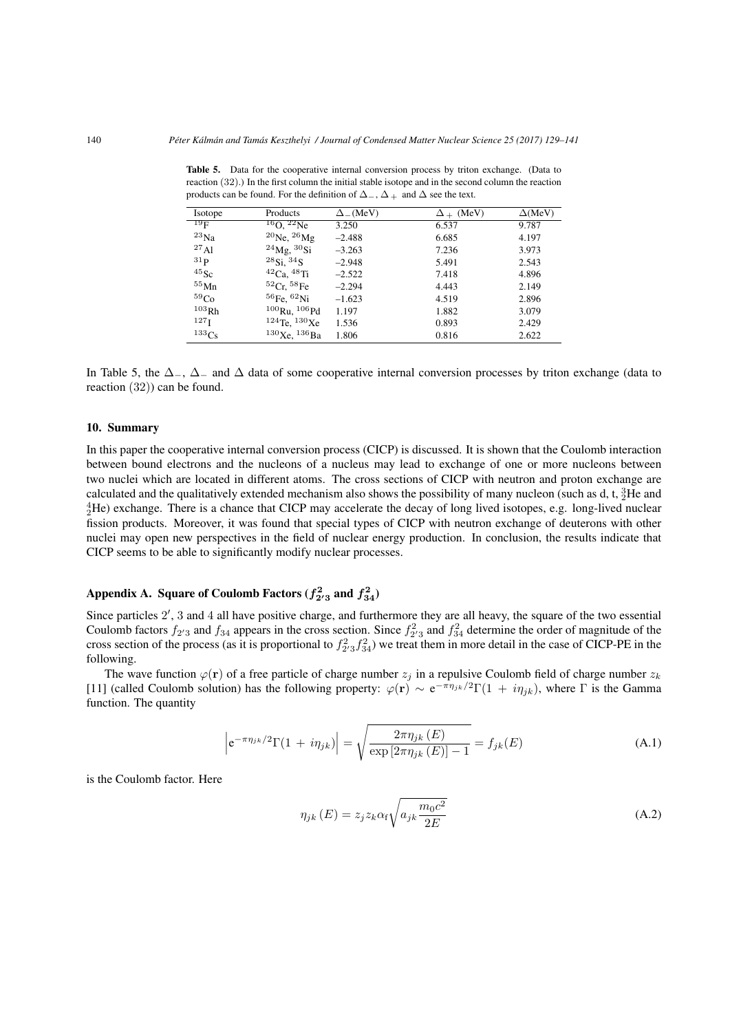**Table 5.** Data for the cooperative internal conversion process by triton exchange. (Data to reaction (32).) In the first column the initial stable isotope and in the second column the reaction products can be found. For the definition of $\Delta_-$, $\Delta_+$ and $\Delta$ see the text.

| Isotope | Products | $\Delta_-$(MeV) | $\Delta_+$ (MeV) | $\Delta$(MeV) |
|---|---|---|---|---|
| $^{19}$F | $^{16}$O, $^{22}$Ne | 3.250 | 6.537 | 9.787 |
| $^{23}$Na | $^{20}$Ne, $^{26}$Mg | –2.488 | 6.685 | 4.197 |
| $^{27}$Al | $^{24}$Mg, $^{30}$Si | –3.263 | 7.236 | 3.973 |
| $^{31}$P | $^{28}$Si, $^{34}$S | –2.948 | 5.491 | 2.543 |
| $^{45}$Sc | $^{42}$Ca, $^{48}$Ti | –2.522 | 7.418 | 4.896 |
| $^{55}$Mn | $^{52}$Cr, $^{58}$Fe | –2.294 | 4.443 | 2.149 |
| $^{59}$Co | $^{56}$Fe, $^{62}$Ni | –1.623 | 4.519 | 2.896 |
| $^{103}$Rh | $^{100}$Ru, $^{106}$Pd | 1.197 | 1.882 | 3.079 |
| $^{127}$I | $^{124}$Te, $^{130}$Xe | 1.536 | 0.893 | 2.429 |
| $^{133}$Cs | $^{130}$Xe, $^{136}$Ba | 1.806 | 0.816 | 2.622 |

In Table 5, the $\Delta_-$, $\Delta_-$ and $\Delta$ data of some cooperative internal conversion processes by triton exchange (data to reaction (32)) can be found.

## 10. Summary

In this paper the cooperative internal conversion process (CICP) is discussed. It is shown that the Coulomb interaction between bound electrons and the nucleons of a nucleus may lead to exchange of one or more nucleons between two nuclei which are located in different atoms. The cross sections of CICP with neutron and proton exchange are calculated and the qualitatively extended mechanism also shows the possibility of many nucleon (such as d, t, $^3_2$He and $^4_2$He) exchange. There is a chance that CICP may accelerate the decay of long lived isotopes, e.g. long-lived nuclear fission products. Moreover, it was found that special types of CICP with neutron exchange of deuterons with other nuclei may open new perspectives in the field of nuclear energy production. In conclusion, the results indicate that CICP seems to be able to significantly modify nuclear processes.

## Appendix A. Square of Coulomb Factors ($f^2_{2'3}$ and $f^2_{34}$)

Since particles $2'$, 3 and 4 all have positive charge, and furthermore they are all heavy, the square of the two essential Coulomb factors $f_{2'3}$ and $f_{34}$ appears in the cross section. Since $f^2_{2'3}$ and $f^2_{34}$ determine the order of magnitude of the cross section of the process (as it is proportional to $f^2_{2'3}f^2_{34}$) we treat them in more detail in the case of CICP-PE in the following.

The wave function $\varphi(\mathbf{r})$ of a free particle of charge number $z_j$ in a repulsive Coulomb field of charge number $z_k$ [11] (called Coulomb solution) has the following property: $\varphi(\mathbf{r}) \sim \mathrm{e}^{-\pi\eta_{jk}/2}\Gamma(1 + i\eta_{jk})$, where $\Gamma$ is the Gamma function. The quantity

$$\left|\mathrm{e}^{-\pi\eta_{jk}/2}\Gamma(1 + i\eta_{jk})\right| = \sqrt{\frac{2\pi\eta_{jk}(E)}{\exp\left[2\pi\eta_{jk}(E)\right] - 1}} = f_{jk}(E) \tag{A.1}$$

is the Coulomb factor. Here

$$\eta_{jk}(E) = z_j z_k \alpha_{\mathrm{f}} \sqrt{a_{jk}\frac{m_0 c^2}{2E}} \tag{A.2}$$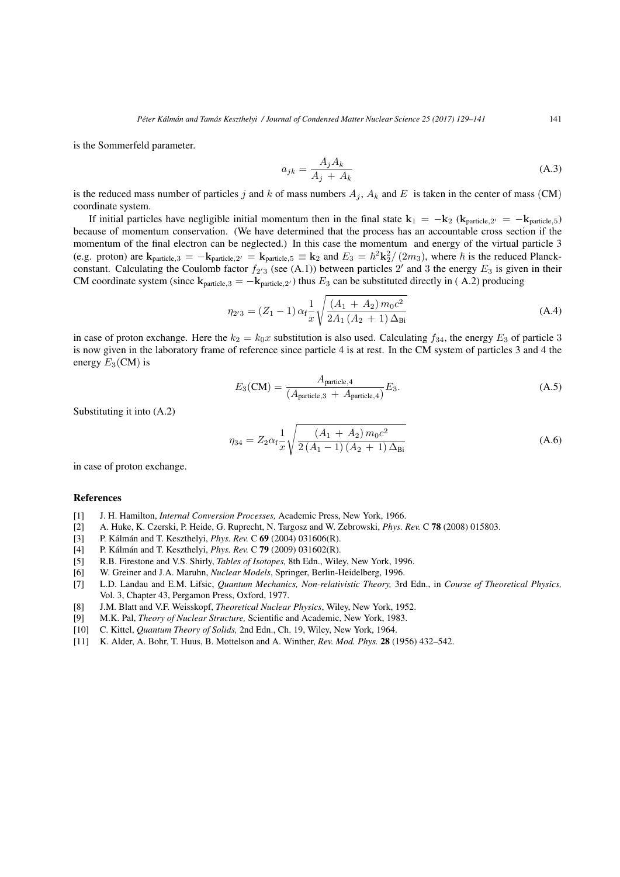is the Sommerfeld parameter.

$$a_{jk} = \frac{A_j A_k}{A_j + A_k} \tag{A.3}$$

is the reduced mass number of particles $j$ and $k$ of mass numbers $A_j$, $A_k$ and $E$ is taken in the center of mass (CM) coordinate system.

If initial particles have negligible initial momentum then in the final state $\mathbf{k}_1 = -\mathbf{k}_2$ ($\mathbf{k}_{\text{particle},2'} = -\mathbf{k}_{\text{particle},5}$) because of momentum conservation. (We have determined that the process has an accountable cross section if the momentum of the final electron can be neglected.) In this case the momentum and energy of the virtual particle 3 (e.g. proton) are $\mathbf{k}_{\text{particle},3} = -\mathbf{k}_{\text{particle},2'} = \mathbf{k}_{\text{particle},5} \equiv \mathbf{k}_2$ and $E_3 = \hbar^2 \mathbf{k}_2^2 / (2m_3)$, where $\hbar$ is the reduced Planck-constant. Calculating the Coulomb factor $f_{2'3}$ (see (A.1)) between particles $2'$ and 3 the energy $E_3$ is given in their CM coordinate system (since $\mathbf{k}_{\text{particle},3} = -\mathbf{k}_{\text{particle},2'}$) thus $E_3$ can be substituted directly in ( A.2) producing

$$\eta_{2'3} = (Z_1 - 1)\, \alpha_{\text{f}} \frac{1}{x} \sqrt{\frac{(A_1 + A_2)\, m_0 c^2}{2A_1\, (A_2 + 1)\, \Delta_{\text{Bi}}}} \tag{A.4}$$

in case of proton exchange. Here the $k_2 = k_0 x$ substitution is also used. Calculating $f_{34}$, the energy $E_3$ of particle 3 is now given in the laboratory frame of reference since particle 4 is at rest. In the CM system of particles 3 and 4 the energy $E_3$(CM) is

$$E_3(\text{CM}) = \frac{A_{\text{particle},4}}{(A_{\text{particle},3} + A_{\text{particle},4})} E_3. \tag{A.5}$$

Substituting it into (A.2)

$$\eta_{34} = Z_2 \alpha_{\text{f}} \frac{1}{x} \sqrt{\frac{(A_1 + A_2)\, m_0 c^2}{2\,(A_1 - 1)\,(A_2 + 1)\, \Delta_{\text{Bi}}}} \tag{A.6}$$

in case of proton exchange.

## References

[1] J. H. Hamilton, *Internal Conversion Processes,* Academic Press, New York, 1966.

[2] A. Huke, K. Czerski, P. Heide, G. Ruprecht, N. Targosz and W. Zebrowski, *Phys. Rev.* C **78** (2008) 015803.

[3] P. Kálmán and T. Keszthelyi, *Phys. Rev.* C **69** (2004) 031606(R).

[4] P. Kálmán and T. Keszthelyi, *Phys. Rev.* C **79** (2009) 031602(R).

[5] R.B. Firestone and V.S. Shirly, *Tables of Isotopes,* 8th Edn., Wiley, New York, 1996.

[6] W. Greiner and J.A. Maruhn, *Nuclear Models*, Springer, Berlin-Heidelberg, 1996.

[7] L.D. Landau and E.M. Lifsic, *Quantum Mechanics, Non-relativistic Theory,* 3rd Edn., in *Course of Theoretical Physics,* Vol. 3, Chapter 43, Pergamon Press, Oxford, 1977.

[8] J.M. Blatt and V.F. Weisskopf, *Theoretical Nuclear Physics*, Wiley, New York, 1952.

[9] M.K. Pal, *Theory of Nuclear Structure,* Scientific and Academic, New York, 1983.

[10] C. Kittel, *Quantum Theory of Solids,* 2nd Edn., Ch. 19, Wiley, New York, 1964.

[11] K. Alder, A. Bohr, T. Huus, B. Mottelson and A. Winther, *Rev. Mod. Phys.* **28** (1956) 432–542.